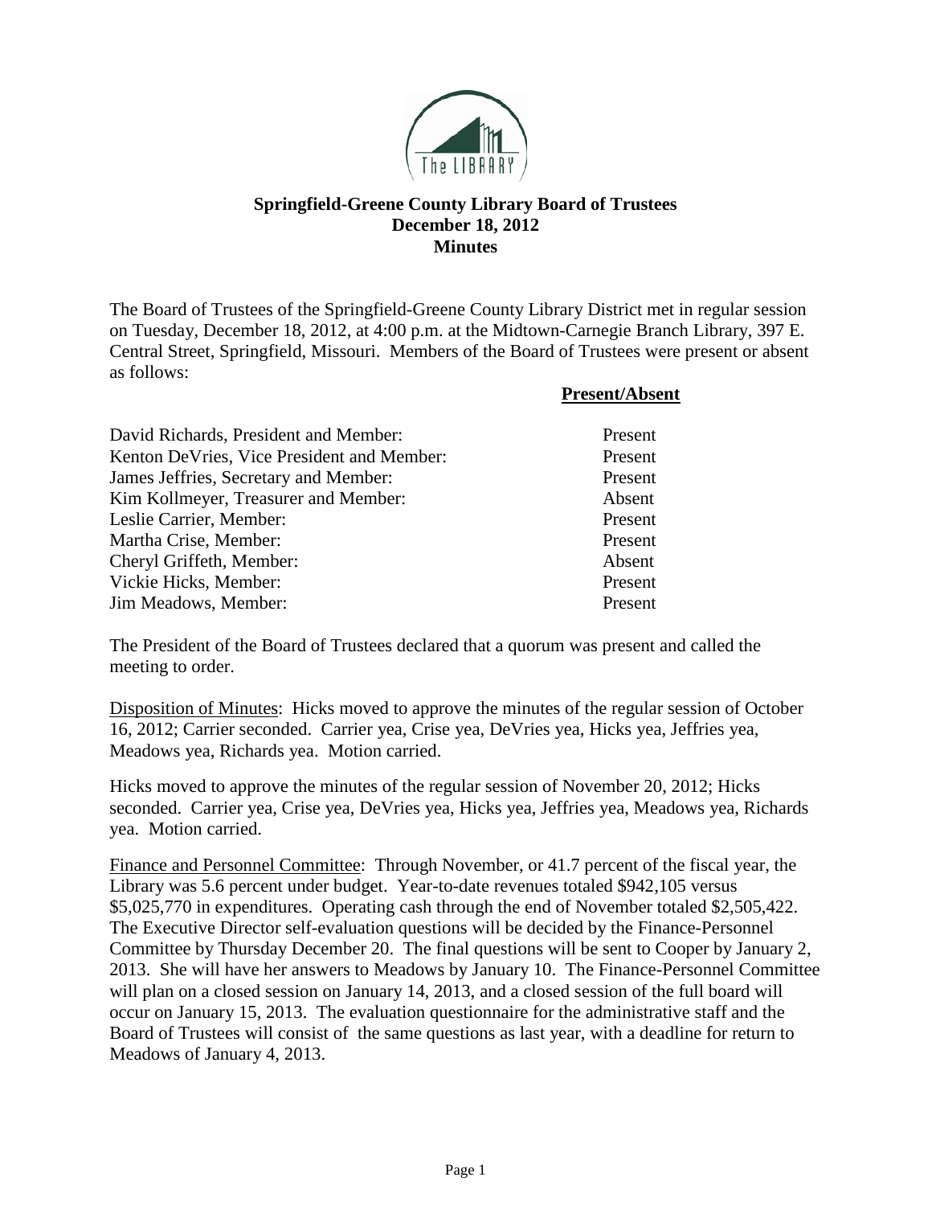**Springfield-Greene County Library Board of Trustees**
**December 18, 2012**
**Minutes**

The Board of Trustees of the Springfield-Greene County Library District met in regular session on Tuesday, December 18, 2012, at 4:00 p.m. at the Midtown-Carnegie Branch Library, 397 E. Central Street, Springfield, Missouri. Members of the Board of Trustees were present or absent as follows:

| | **Present/Absent** |
|---|---|
| David Richards, President and Member: | Present |
| Kenton DeVries, Vice President and Member: | Present |
| James Jeffries, Secretary and Member: | Present |
| Kim Kollmeyer, Treasurer and Member: | Absent |
| Leslie Carrier, Member: | Present |
| Martha Crise, Member: | Present |
| Cheryl Griffeth, Member: | Absent |
| Vickie Hicks, Member: | Present |
| Jim Meadows, Member: | Present |

The President of the Board of Trustees declared that a quorum was present and called the meeting to order.

Disposition of Minutes: Hicks moved to approve the minutes of the regular session of October 16, 2012; Carrier seconded. Carrier yea, Crise yea, DeVries yea, Hicks yea, Jeffries yea, Meadows yea, Richards yea. Motion carried.

Hicks moved to approve the minutes of the regular session of November 20, 2012; Hicks seconded. Carrier yea, Crise yea, DeVries yea, Hicks yea, Jeffries yea, Meadows yea, Richards yea. Motion carried.

Finance and Personnel Committee: Through November, or 41.7 percent of the fiscal year, the Library was 5.6 percent under budget. Year-to-date revenues totaled $942,105 versus $5,025,770 in expenditures. Operating cash through the end of November totaled $2,505,422. The Executive Director self-evaluation questions will be decided by the Finance-Personnel Committee by Thursday December 20. The final questions will be sent to Cooper by January 2, 2013. She will have her answers to Meadows by January 10. The Finance-Personnel Committee will plan on a closed session on January 14, 2013, and a closed session of the full board will occur on January 15, 2013. The evaluation questionnaire for the administrative staff and the Board of Trustees will consist of the same questions as last year, with a deadline for return to Meadows of January 4, 2013.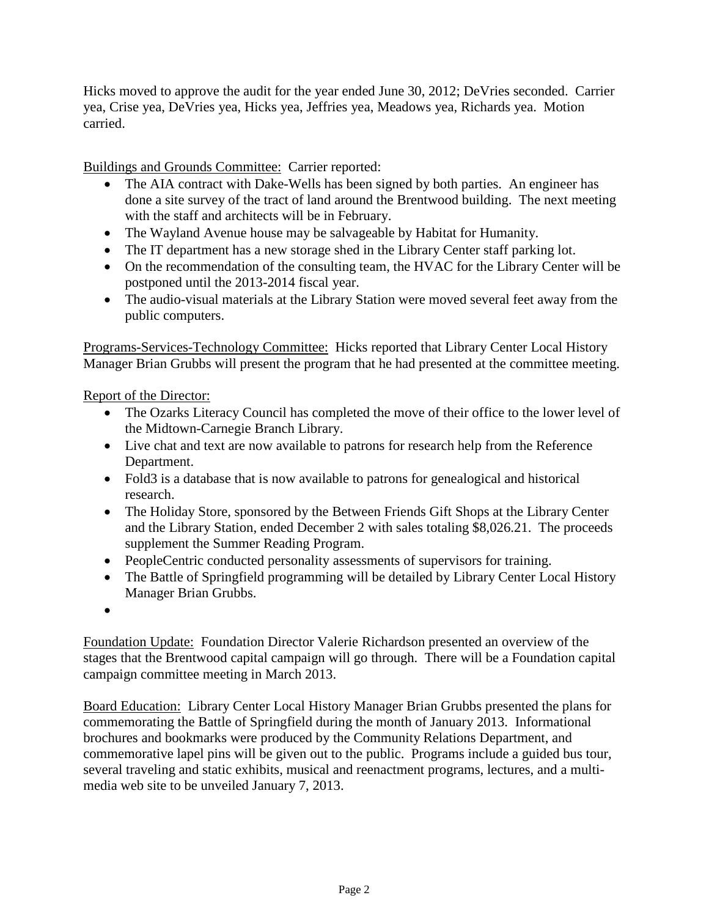Hicks moved to approve the audit for the year ended June 30, 2012; DeVries seconded. Carrier yea, Crise yea, DeVries yea, Hicks yea, Jeffries yea, Meadows yea, Richards yea. Motion carried.

<u>Buildings and Grounds Committee:</u> Carrier reported:

- The AIA contract with Dake-Wells has been signed by both parties. An engineer has done a site survey of the tract of land around the Brentwood building. The next meeting with the staff and architects will be in February.
- The Wayland Avenue house may be salvageable by Habitat for Humanity.
- The IT department has a new storage shed in the Library Center staff parking lot.
- On the recommendation of the consulting team, the HVAC for the Library Center will be postponed until the 2013-2014 fiscal year.
- The audio-visual materials at the Library Station were moved several feet away from the public computers.

<u>Programs-Services-Technology Committee:</u> Hicks reported that Library Center Local History Manager Brian Grubbs will present the program that he had presented at the committee meeting.

<u>Report of the Director:</u>

- The Ozarks Literacy Council has completed the move of their office to the lower level of the Midtown-Carnegie Branch Library.
- Live chat and text are now available to patrons for research help from the Reference Department.
- Fold3 is a database that is now available to patrons for genealogical and historical research.
- The Holiday Store, sponsored by the Between Friends Gift Shops at the Library Center and the Library Station, ended December 2 with sales totaling $8,026.21. The proceeds supplement the Summer Reading Program.
- PeopleCentric conducted personality assessments of supervisors for training.
- The Battle of Springfield programming will be detailed by Library Center Local History Manager Brian Grubbs.
-

<u>Foundation Update:</u> Foundation Director Valerie Richardson presented an overview of the stages that the Brentwood capital campaign will go through. There will be a Foundation capital campaign committee meeting in March 2013.

<u>Board Education:</u> Library Center Local History Manager Brian Grubbs presented the plans for commemorating the Battle of Springfield during the month of January 2013. Informational brochures and bookmarks were produced by the Community Relations Department, and commemorative lapel pins will be given out to the public. Programs include a guided bus tour, several traveling and static exhibits, musical and reenactment programs, lectures, and a multi-media web site to be unveiled January 7, 2013.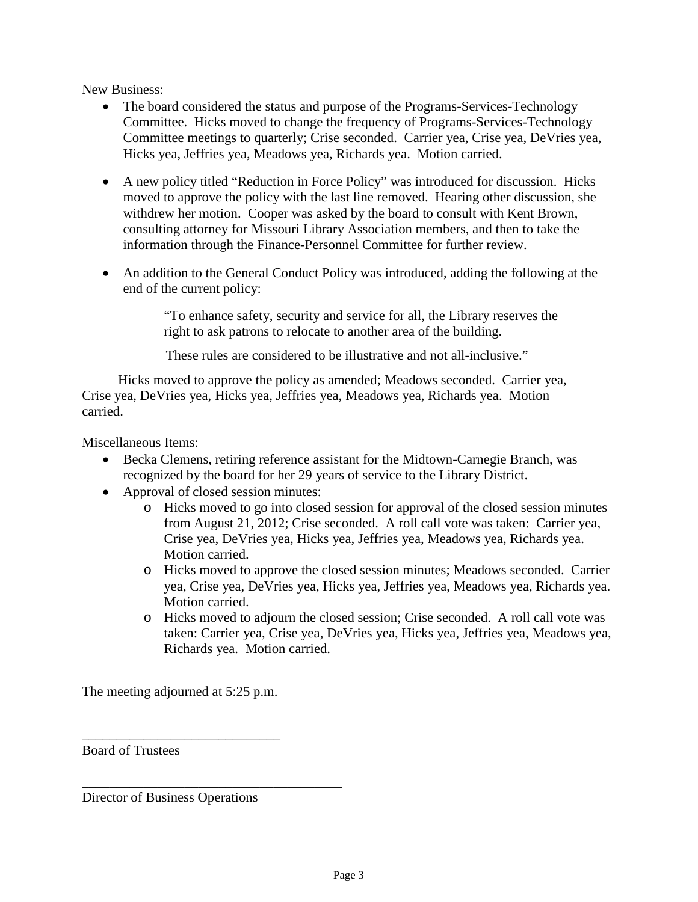New Business:

- The board considered the status and purpose of the Programs-Services-Technology Committee. Hicks moved to change the frequency of Programs-Services-Technology Committee meetings to quarterly; Crise seconded. Carrier yea, Crise yea, DeVries yea, Hicks yea, Jeffries yea, Meadows yea, Richards yea. Motion carried.

- A new policy titled "Reduction in Force Policy" was introduced for discussion. Hicks moved to approve the policy with the last line removed. Hearing other discussion, she withdrew her motion. Cooper was asked by the board to consult with Kent Brown, consulting attorney for Missouri Library Association members, and then to take the information through the Finance-Personnel Committee for further review.

- An addition to the General Conduct Policy was introduced, adding the following at the end of the current policy:

> "To enhance safety, security and service for all, the Library reserves the right to ask patrons to relocate to another area of the building.
>
> These rules are considered to be illustrative and not all-inclusive."

Hicks moved to approve the policy as amended; Meadows seconded. Carrier yea, Crise yea, DeVries yea, Hicks yea, Jeffries yea, Meadows yea, Richards yea. Motion carried.

Miscellaneous Items:

- Becka Clemens, retiring reference assistant for the Midtown-Carnegie Branch, was recognized by the board for her 29 years of service to the Library District.
- Approval of closed session minutes:
  - Hicks moved to go into closed session for approval of the closed session minutes from August 21, 2012; Crise seconded. A roll call vote was taken: Carrier yea, Crise yea, DeVries yea, Hicks yea, Jeffries yea, Meadows yea, Richards yea. Motion carried.
  - Hicks moved to approve the closed session minutes; Meadows seconded. Carrier yea, Crise yea, DeVries yea, Hicks yea, Jeffries yea, Meadows yea, Richards yea. Motion carried.
  - Hicks moved to adjourn the closed session; Crise seconded. A roll call vote was taken: Carrier yea, Crise yea, DeVries yea, Hicks yea, Jeffries yea, Meadows yea, Richards yea. Motion carried.

The meeting adjourned at 5:25 p.m.

\_\_\_\_\_\_\_\_\_\_\_\_\_\_\_\_\_\_\_\_\_\_\_\_\_\_\_\_\_\_

Board of Trustees

\_\_\_\_\_\_\_\_\_\_\_\_\_\_\_\_\_\_\_\_\_\_\_\_\_\_\_\_\_\_\_\_\_\_\_\_\_\_\_

Director of Business Operations